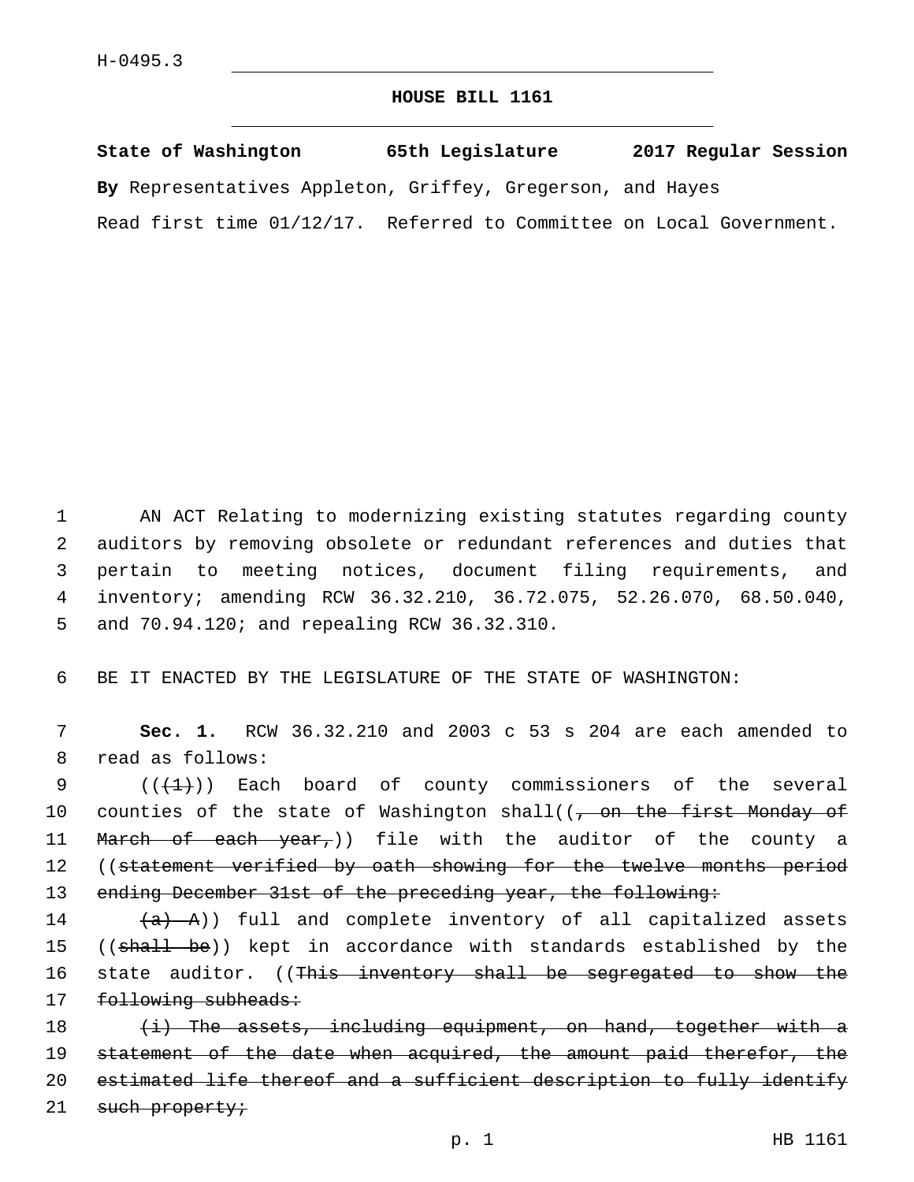H-0495.3

# HOUSE BILL 1161

**State of Washington 65th Legislature 2017 Regular Session**

**By** Representatives Appleton, Griffey, Gregerson, and Hayes

Read first time 01/12/17. Referred to Committee on Local Government.

1 AN ACT Relating to modernizing existing statutes regarding county
2 auditors by removing obsolete or redundant references and duties that
3 pertain to meeting notices, document filing requirements, and
4 inventory; amending RCW 36.32.210, 36.72.075, 52.26.070, 68.50.040,
5 and 70.94.120; and repealing RCW 36.32.310.

6 BE IT ENACTED BY THE LEGISLATURE OF THE STATE OF WASHINGTON:

7 **Sec. 1.** RCW 36.32.210 and 2003 c 53 s 204 are each amended to
8 read as follows:

9 ((~~(1)~~)) Each board of county commissioners of the several
10 counties of the state of Washington shall((~~, on the first Monday of~~
11 ~~March of each year,~~)) file with the auditor of the county a
12 ((~~statement verified by oath showing for the twelve months period~~
13 ~~ending December 31st of the preceding year, the following:~~

14 ~~(a) A~~)) full and complete inventory of all capitalized assets
15 ((~~shall be~~)) kept in accordance with standards established by the
16 state auditor. ((~~This inventory shall be segregated to show the~~
17 ~~following subheads:~~

18 ~~(i) The assets, including equipment, on hand, together with a~~
19 ~~statement of the date when acquired, the amount paid therefor, the~~
20 ~~estimated life thereof and a sufficient description to fully identify~~
21 ~~such property;~~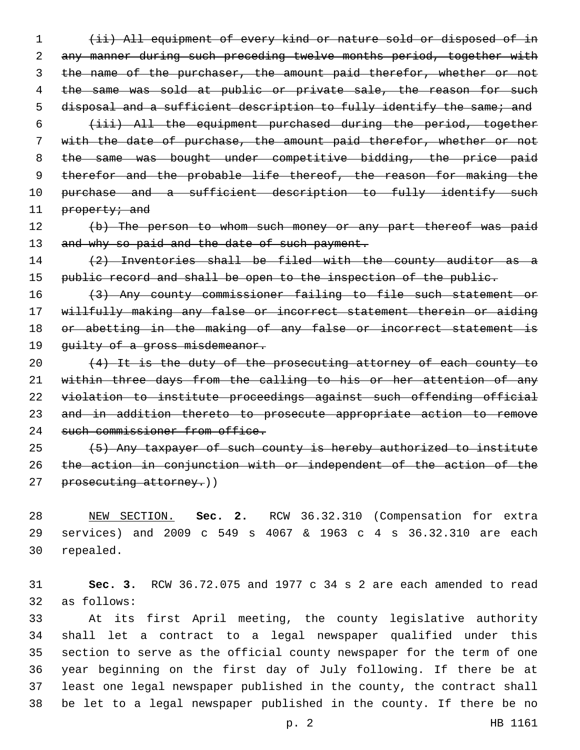~~(ii) All equipment of every kind or nature sold or disposed of in any manner during such preceding twelve months period, together with the name of the purchaser, the amount paid therefor, whether or not the same was sold at public or private sale, the reason for such disposal and a sufficient description to fully identify the same; and~~

~~(iii) All the equipment purchased during the period, together with the date of purchase, the amount paid therefor, whether or not the same was bought under competitive bidding, the price paid therefor and the probable life thereof, the reason for making the purchase and a sufficient description to fully identify such property; and~~

~~(b) The person to whom such money or any part thereof was paid and why so paid and the date of such payment.~~

~~(2) Inventories shall be filed with the county auditor as a public record and shall be open to the inspection of the public.~~

~~(3) Any county commissioner failing to file such statement or willfully making any false or incorrect statement therein or aiding or abetting in the making of any false or incorrect statement is guilty of a gross misdemeanor.~~

~~(4) It is the duty of the prosecuting attorney of each county to within three days from the calling to his or her attention of any violation to institute proceedings against such offending official and in addition thereto to prosecute appropriate action to remove such commissioner from office.~~

~~(5) Any taxpayer of such county is hereby authorized to institute the action in conjunction with or independent of the action of the prosecuting attorney.~~))

<u>NEW SECTION.</u> **Sec. 2.** RCW 36.32.310 (Compensation for extra services) and 2009 c 549 s 4067 & 1963 c 4 s 36.32.310 are each repealed.

**Sec. 3.** RCW 36.72.075 and 1977 c 34 s 2 are each amended to read as follows:

At its first April meeting, the county legislative authority shall let a contract to a legal newspaper qualified under this section to serve as the official county newspaper for the term of one year beginning on the first day of July following. If there be at least one legal newspaper published in the county, the contract shall be let to a legal newspaper published in the county. If there be no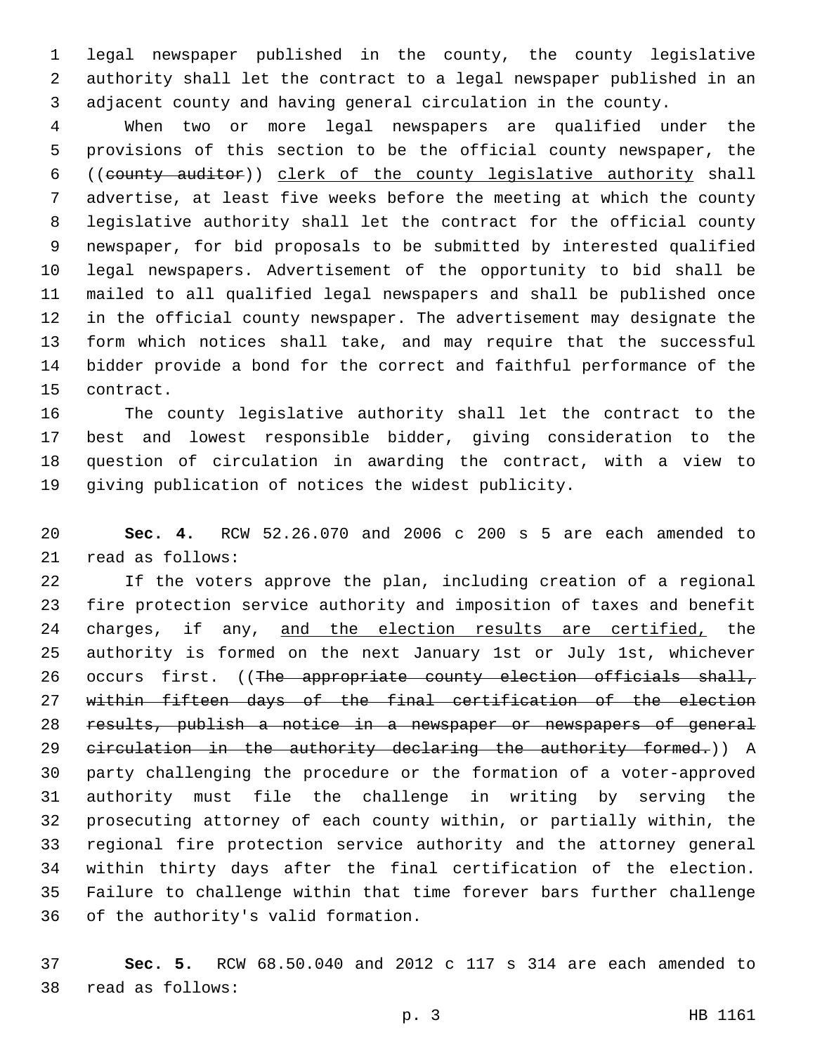legal newspaper published in the county, the county legislative authority shall let the contract to a legal newspaper published in an adjacent county and having general circulation in the county.

When two or more legal newspapers are qualified under the provisions of this section to be the official county newspaper, the ((~~county auditor~~)) <u>clerk of the county legislative authority</u> shall advertise, at least five weeks before the meeting at which the county legislative authority shall let the contract for the official county newspaper, for bid proposals to be submitted by interested qualified legal newspapers. Advertisement of the opportunity to bid shall be mailed to all qualified legal newspapers and shall be published once in the official county newspaper. The advertisement may designate the form which notices shall take, and may require that the successful bidder provide a bond for the correct and faithful performance of the contract.

The county legislative authority shall let the contract to the best and lowest responsible bidder, giving consideration to the question of circulation in awarding the contract, with a view to giving publication of notices the widest publicity.

**Sec. 4.** RCW 52.26.070 and 2006 c 200 s 5 are each amended to read as follows:

If the voters approve the plan, including creation of a regional fire protection service authority and imposition of taxes and benefit charges, if any, <u>and the election results are certified,</u> the authority is formed on the next January 1st or July 1st, whichever occurs first. ((~~The appropriate county election officials shall, within fifteen days of the final certification of the election results, publish a notice in a newspaper or newspapers of general circulation in the authority declaring the authority formed.~~)) A party challenging the procedure or the formation of a voter-approved authority must file the challenge in writing by serving the prosecuting attorney of each county within, or partially within, the regional fire protection service authority and the attorney general within thirty days after the final certification of the election. Failure to challenge within that time forever bars further challenge of the authority's valid formation.

**Sec. 5.** RCW 68.50.040 and 2012 c 117 s 314 are each amended to read as follows: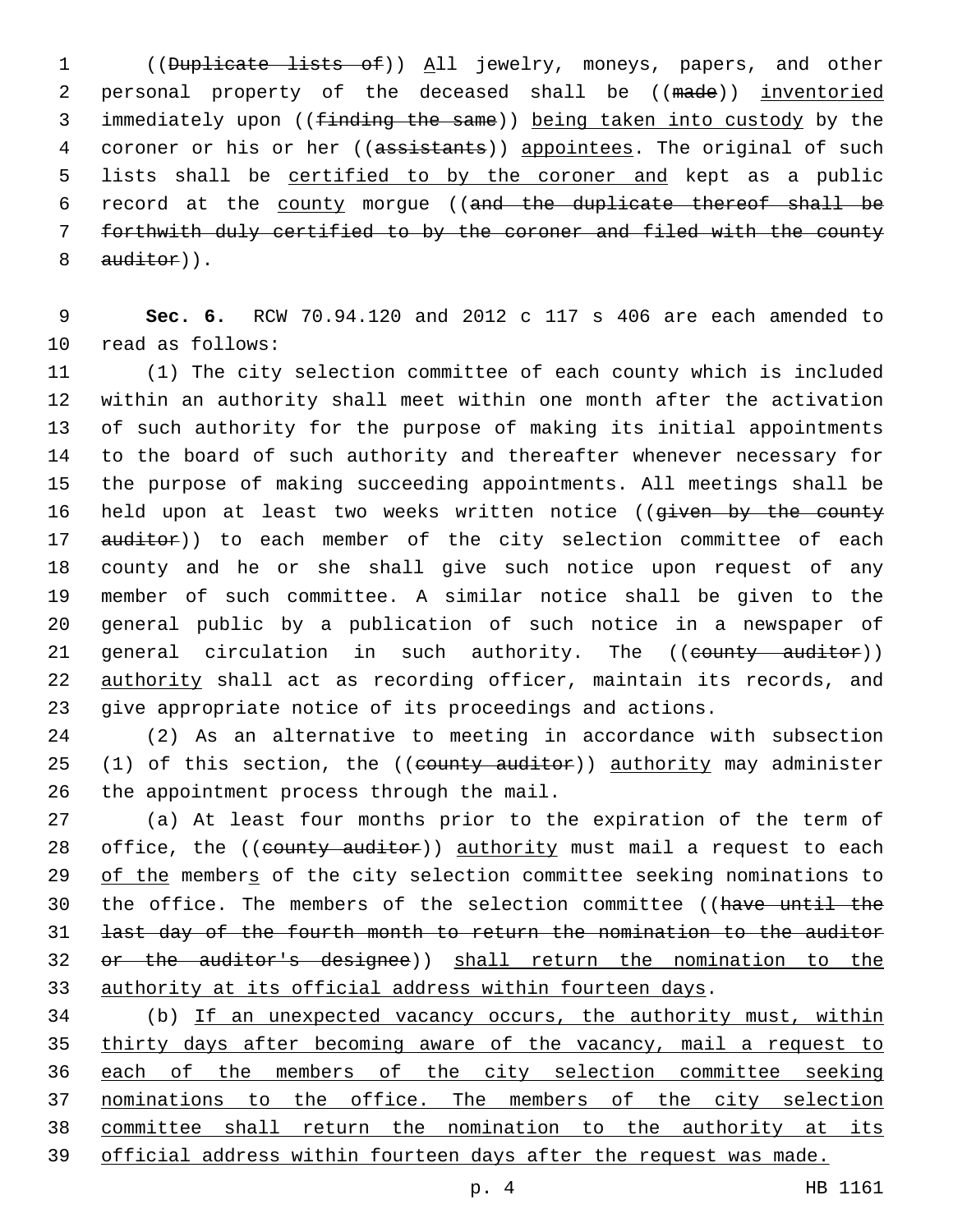((Duplicate lists of)) All jewelry, moneys, papers, and other personal property of the deceased shall be ((made)) inventoried immediately upon ((finding the same)) being taken into custody by the coroner or his or her ((assistants)) appointees. The original of such lists shall be certified to by the coroner and kept as a public record at the county morgue ((and the duplicate thereof shall be forthwith duly certified to by the coroner and filed with the county auditor)).

**Sec. 6.** RCW 70.94.120 and 2012 c 117 s 406 are each amended to read as follows:

(1) The city selection committee of each county which is included within an authority shall meet within one month after the activation of such authority for the purpose of making its initial appointments to the board of such authority and thereafter whenever necessary for the purpose of making succeeding appointments. All meetings shall be held upon at least two weeks written notice ((given by the county auditor)) to each member of the city selection committee of each county and he or she shall give such notice upon request of any member of such committee. A similar notice shall be given to the general public by a publication of such notice in a newspaper of general circulation in such authority. The ((county auditor)) authority shall act as recording officer, maintain its records, and give appropriate notice of its proceedings and actions.

(2) As an alternative to meeting in accordance with subsection (1) of this section, the ((county auditor)) authority may administer the appointment process through the mail.

(a) At least four months prior to the expiration of the term of office, the ((county auditor)) authority must mail a request to each of the members of the city selection committee seeking nominations to the office. The members of the selection committee ((have until the last day of the fourth month to return the nomination to the auditor or the auditor's designee)) shall return the nomination to the authority at its official address within fourteen days.

(b) If an unexpected vacancy occurs, the authority must, within thirty days after becoming aware of the vacancy, mail a request to each of the members of the city selection committee seeking nominations to the office. The members of the city selection committee shall return the nomination to the authority at its official address within fourteen days after the request was made.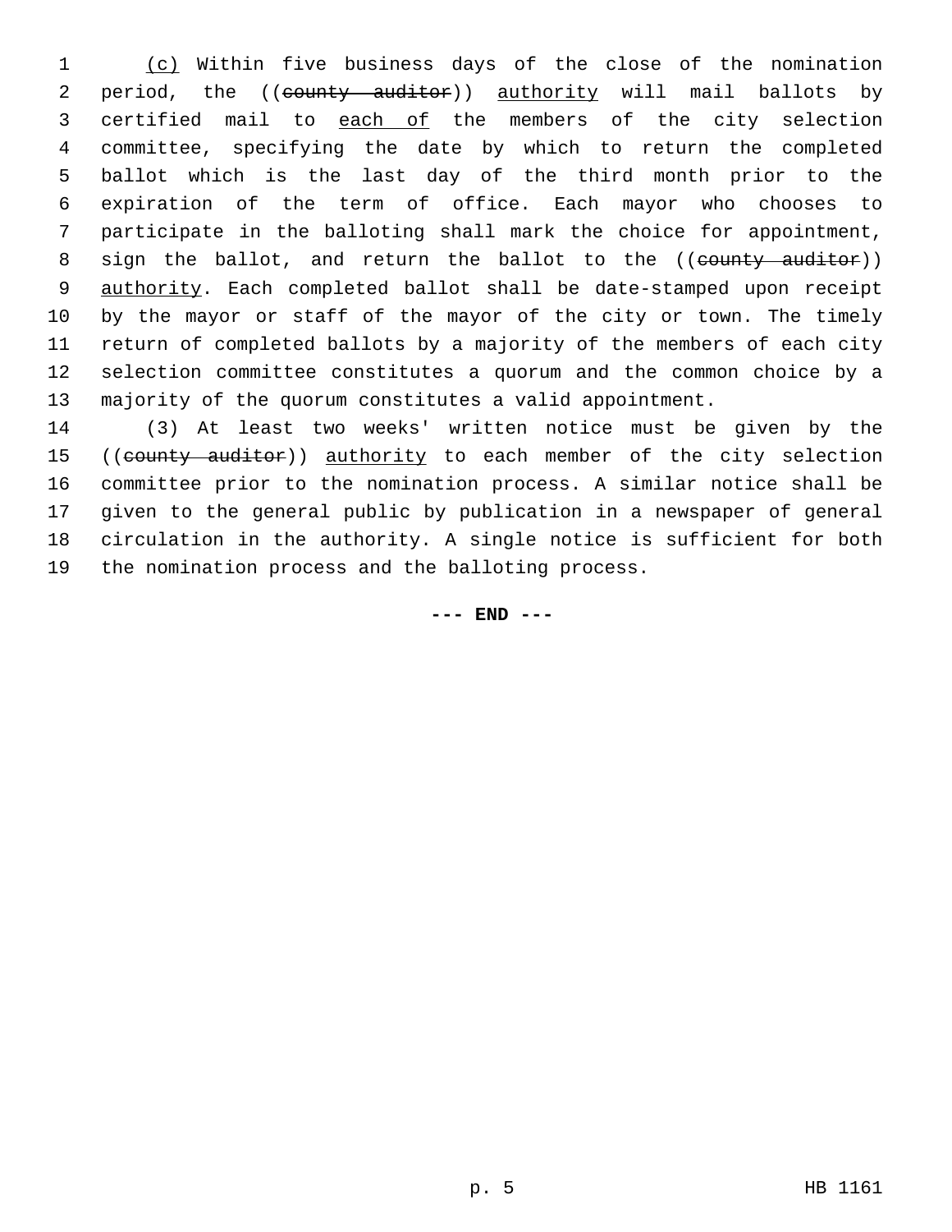(c) Within five business days of the close of the nomination period, the ((~~county auditor~~)) authority will mail ballots by certified mail to each of the members of the city selection committee, specifying the date by which to return the completed ballot which is the last day of the third month prior to the expiration of the term of office. Each mayor who chooses to participate in the balloting shall mark the choice for appointment, sign the ballot, and return the ballot to the ((~~county auditor~~)) authority. Each completed ballot shall be date-stamped upon receipt by the mayor or staff of the mayor of the city or town. The timely return of completed ballots by a majority of the members of each city selection committee constitutes a quorum and the common choice by a majority of the quorum constitutes a valid appointment.

(3) At least two weeks' written notice must be given by the ((~~county auditor~~)) authority to each member of the city selection committee prior to the nomination process. A similar notice shall be given to the general public by publication in a newspaper of general circulation in the authority. A single notice is sufficient for both the nomination process and the balloting process.

**--- END ---**